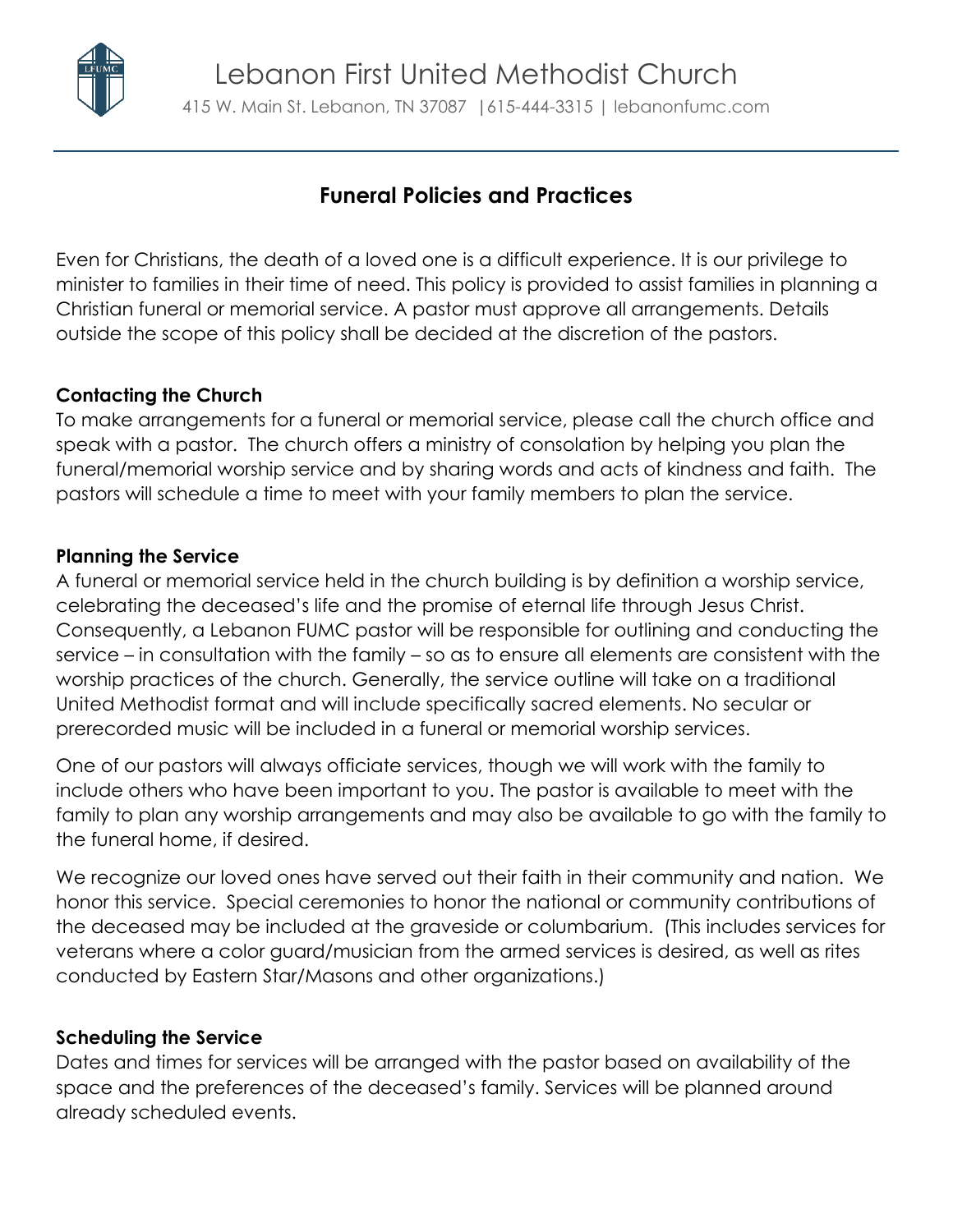# Lebanon First United Methodist Church

415 W. Main St. Lebanon, TN 37087 | 615-444-3315 | lebanonfumc.com

## Funeral Policies and Practices

Even for Christians, the death of a loved one is a difficult experience. It is our privilege to minister to families in their time of need. This policy is provided to assist families in planning a Christian funeral or memorial service. A pastor must approve all arrangements. Details outside the scope of this policy shall be decided at the discretion of the pastors.

### Contacting the Church

To make arrangements for a funeral or memorial service, please call the church office and speak with a pastor. The church offers a ministry of consolation by helping you plan the funeral/memorial worship service and by sharing words and acts of kindness and faith. The pastors will schedule a time to meet with your family members to plan the service.

### Planning the Service

A funeral or memorial service held in the church building is by definition a worship service, celebrating the deceased's life and the promise of eternal life through Jesus Christ. Consequently, a Lebanon FUMC pastor will be responsible for outlining and conducting the service – in consultation with the family – so as to ensure all elements are consistent with the worship practices of the church. Generally, the service outline will take on a traditional United Methodist format and will include specifically sacred elements. No secular or prerecorded music will be included in a funeral or memorial worship services.

One of our pastors will always officiate services, though we will work with the family to include others who have been important to you. The pastor is available to meet with the family to plan any worship arrangements and may also be available to go with the family to the funeral home, if desired.

We recognize our loved ones have served out their faith in their community and nation. We honor this service. Special ceremonies to honor the national or community contributions of the deceased may be included at the graveside or columbarium. (This includes services for veterans where a color guard/musician from the armed services is desired, as well as rites conducted by Eastern Star/Masons and other organizations.)

### Scheduling the Service

Dates and times for services will be arranged with the pastor based on availability of the space and the preferences of the deceased's family. Services will be planned around already scheduled events.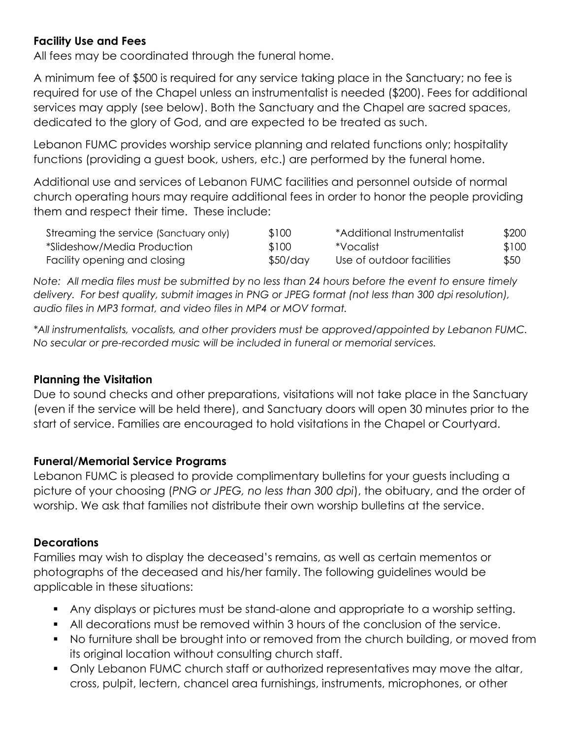**Facility Use and Fees**

All fees may be coordinated through the funeral home.

A minimum fee of $500 is required for any service taking place in the Sanctuary; no fee is required for use of the Chapel unless an instrumentalist is needed ($200). Fees for additional services may apply (see below). Both the Sanctuary and the Chapel are sacred spaces, dedicated to the glory of God, and are expected to be treated as such.

Lebanon FUMC provides worship service planning and related functions only; hospitality functions (providing a guest book, ushers, etc.) are performed by the funeral home.

Additional use and services of Lebanon FUMC facilities and personnel outside of normal church operating hours may require additional fees in order to honor the people providing them and respect their time. These include:

| | | | |
|---|---|---|---|
| Streaming the service (Sanctuary only) | $100 | *Additional Instrumentalist | $200 |
| *Slideshow/Media Production | $100 | *Vocalist | $100 |
| Facility opening and closing | $50/day | Use of outdoor facilities | $50 |

*Note: All media files must be submitted by no less than 24 hours before the event to ensure timely delivery. For best quality, submit images in PNG or JPEG format (not less than 300 dpi resolution), audio files in MP3 format, and video files in MP4 or MOV format.*

*\*All instrumentalists, vocalists, and other providers must be approved/appointed by Lebanon FUMC. No secular or pre-recorded music will be included in funeral or memorial services.*

**Planning the Visitation**

Due to sound checks and other preparations, visitations will not take place in the Sanctuary (even if the service will be held there), and Sanctuary doors will open 30 minutes prior to the start of service. Families are encouraged to hold visitations in the Chapel or Courtyard.

**Funeral/Memorial Service Programs**

Lebanon FUMC is pleased to provide complimentary bulletins for your guests including a picture of your choosing (*PNG or JPEG, no less than 300 dpi*), the obituary, and the order of worship. We ask that families not distribute their own worship bulletins at the service.

**Decorations**

Families may wish to display the deceased's remains, as well as certain mementos or photographs of the deceased and his/her family. The following guidelines would be applicable in these situations:

- Any displays or pictures must be stand-alone and appropriate to a worship setting.
- All decorations must be removed within 3 hours of the conclusion of the service.
- No furniture shall be brought into or removed from the church building, or moved from its original location without consulting church staff.
- Only Lebanon FUMC church staff or authorized representatives may move the altar, cross, pulpit, lectern, chancel area furnishings, instruments, microphones, or other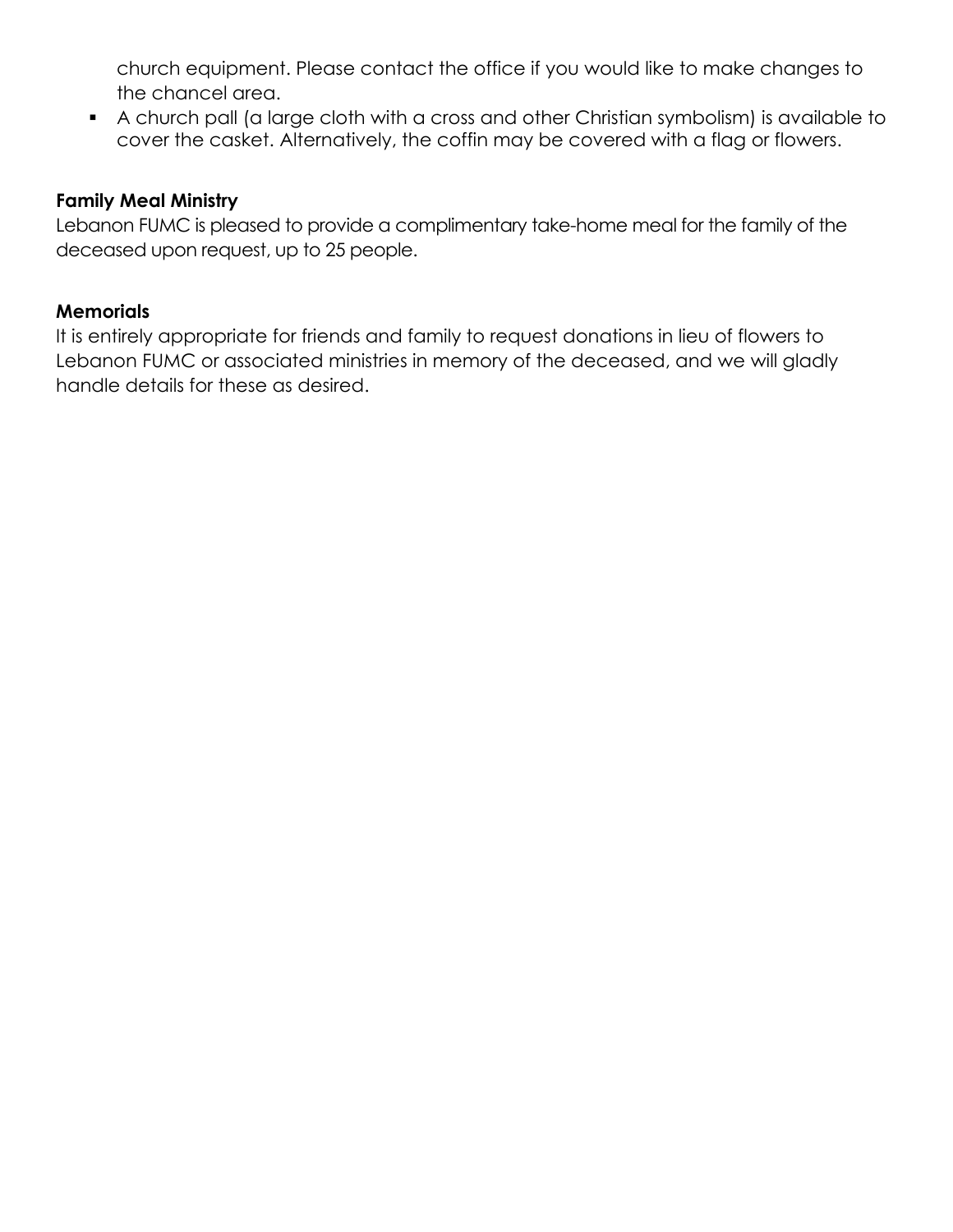church equipment. Please contact the office if you would like to make changes to the chancel area.

- A church pall (a large cloth with a cross and other Christian symbolism) is available to cover the casket. Alternatively, the coffin may be covered with a flag or flowers.

**Family Meal Ministry**

Lebanon FUMC is pleased to provide a complimentary take-home meal for the family of the deceased upon request, up to 25 people.

**Memorials**

It is entirely appropriate for friends and family to request donations in lieu of flowers to Lebanon FUMC or associated ministries in memory of the deceased, and we will gladly handle details for these as desired.